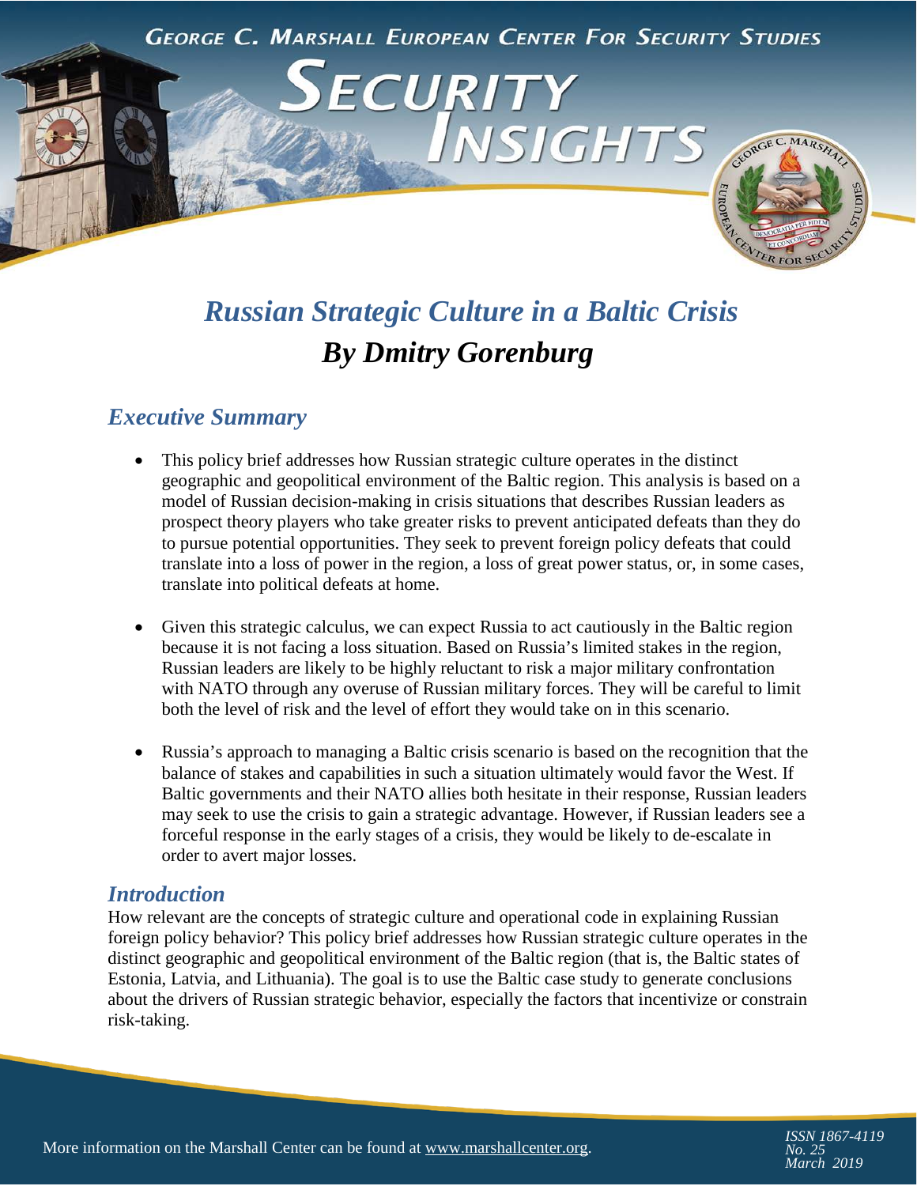George C. Marshall European Center For Security Studies

# Security Insights

## *Russian Strategic Culture in a Baltic Crisis*

### *By Dmitry Gorenburg*

## *Executive Summary*

- This policy brief addresses how Russian strategic culture operates in the distinct geographic and geopolitical environment of the Baltic region. This analysis is based on a model of Russian decision-making in crisis situations that describes Russian leaders as prospect theory players who take greater risks to prevent anticipated defeats than they do to pursue potential opportunities. They seek to prevent foreign policy defeats that could translate into a loss of power in the region, a loss of great power status, or, in some cases, translate into political defeats at home.

- Given this strategic calculus, we can expect Russia to act cautiously in the Baltic region because it is not facing a loss situation. Based on Russia's limited stakes in the region, Russian leaders are likely to be highly reluctant to risk a major military confrontation with NATO through any overuse of Russian military forces. They will be careful to limit both the level of risk and the level of effort they would take on in this scenario.

- Russia's approach to managing a Baltic crisis scenario is based on the recognition that the balance of stakes and capabilities in such a situation ultimately would favor the West. If Baltic governments and their NATO allies both hesitate in their response, Russian leaders may seek to use the crisis to gain a strategic advantage. However, if Russian leaders see a forceful response in the early stages of a crisis, they would be likely to de-escalate in order to avert major losses.

## *Introduction*

How relevant are the concepts of strategic culture and operational code in explaining Russian foreign policy behavior? This policy brief addresses how Russian strategic culture operates in the distinct geographic and geopolitical environment of the Baltic region (that is, the Baltic states of Estonia, Latvia, and Lithuania). The goal is to use the Baltic case study to generate conclusions about the drivers of Russian strategic behavior, especially the factors that incentivize or constrain risk-taking.

More information on the Marshall Center can be found at www.marshallcenter.org.

*ISSN 1867-4119*
*No. 25*
*March 2019*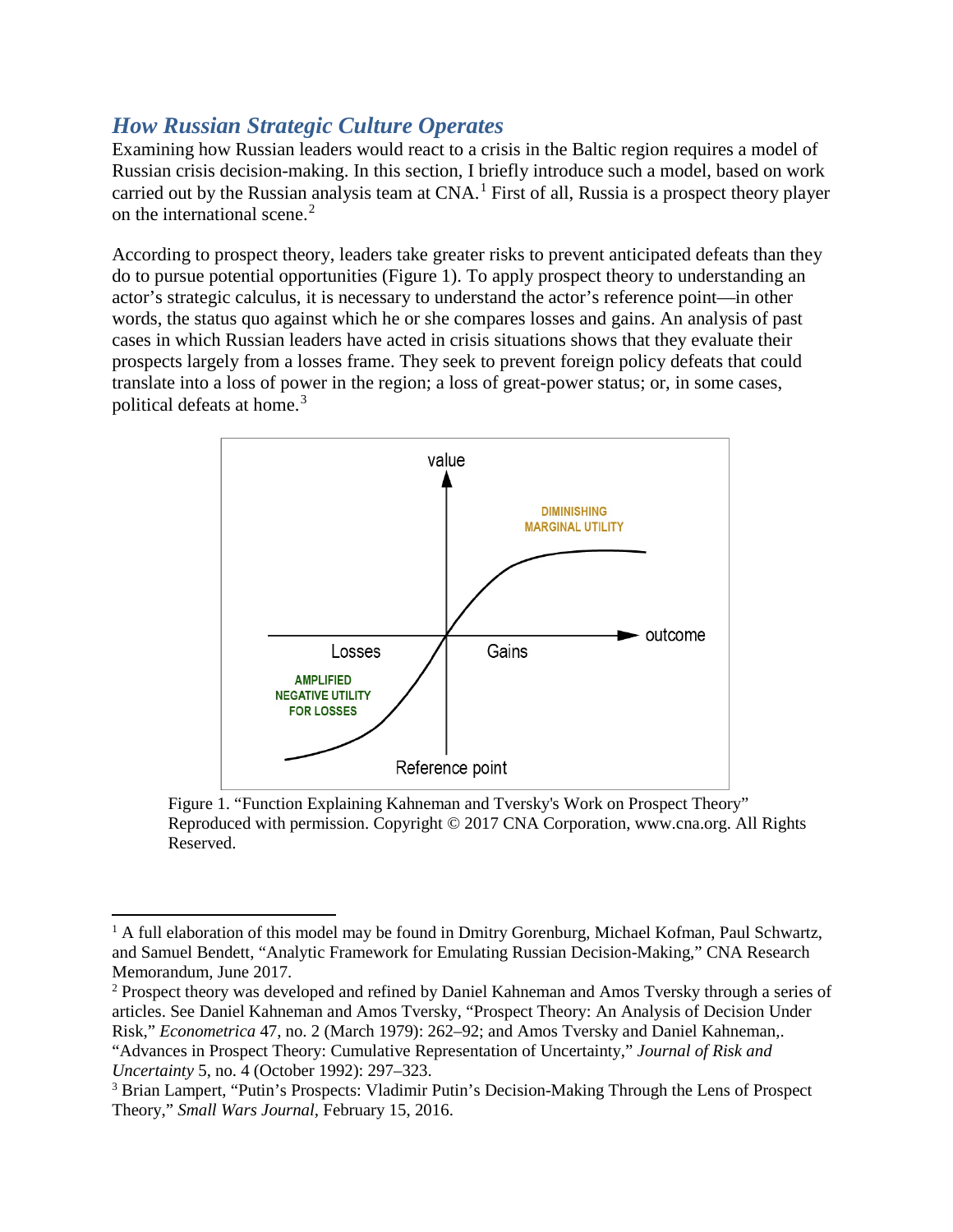## *How Russian Strategic Culture Operates*

Examining how Russian leaders would react to a crisis in the Baltic region requires a model of Russian crisis decision-making. In this section, I briefly introduce such a model, based on work carried out by the Russian analysis team at CNA.[1] First of all, Russia is a prospect theory player on the international scene.[2]

According to prospect theory, leaders take greater risks to prevent anticipated defeats than they do to pursue potential opportunities (Figure 1). To apply prospect theory to understanding an actor's strategic calculus, it is necessary to understand the actor's reference point—in other words, the status quo against which he or she compares losses and gains. An analysis of past cases in which Russian leaders have acted in crisis situations shows that they evaluate their prospects largely from a losses frame. They seek to prevent foreign policy defeats that could translate into a loss of power in the region; a loss of great-power status; or, in some cases, political defeats at home.[3]

Figure 1. "Function Explaining Kahneman and Tversky's Work on Prospect Theory" Reproduced with permission. Copyright © 2017 CNA Corporation, www.cna.org. All Rights Reserved.

---

[1] A full elaboration of this model may be found in Dmitry Gorenburg, Michael Kofman, Paul Schwartz, and Samuel Bendett, "Analytic Framework for Emulating Russian Decision-Making," CNA Research Memorandum, June 2017.

[2] Prospect theory was developed and refined by Daniel Kahneman and Amos Tversky through a series of articles. See Daniel Kahneman and Amos Tversky, "Prospect Theory: An Analysis of Decision Under Risk," *Econometrica* 47, no. 2 (March 1979): 262–92; and Amos Tversky and Daniel Kahneman,. "Advances in Prospect Theory: Cumulative Representation of Uncertainty," *Journal of Risk and Uncertainty* 5, no. 4 (October 1992): 297–323.

[3] Brian Lampert, "Putin's Prospects: Vladimir Putin's Decision-Making Through the Lens of Prospect Theory," *Small Wars Journal*, February 15, 2016.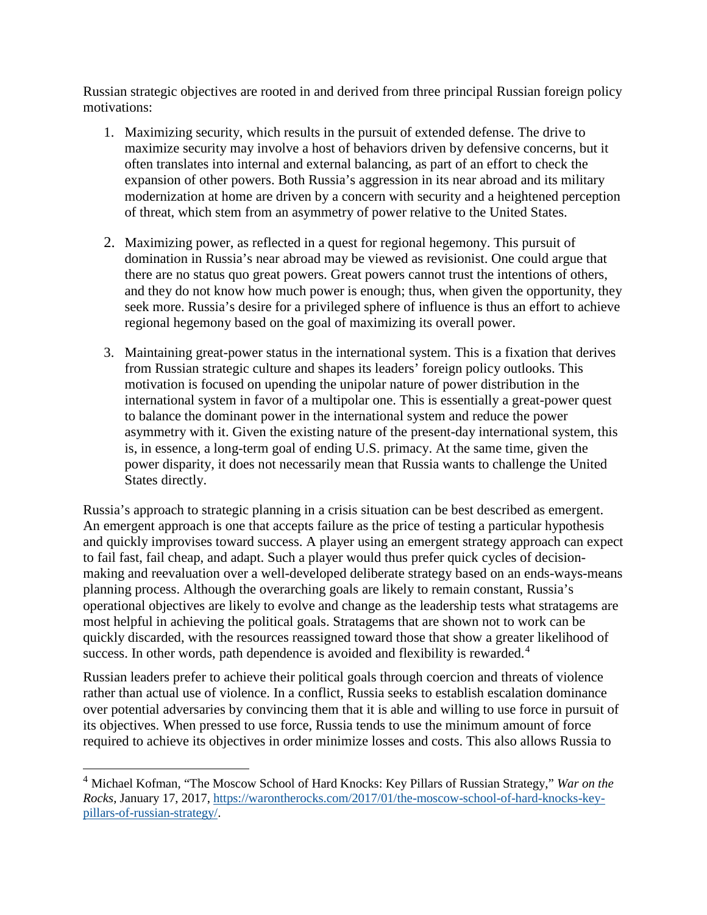Russian strategic objectives are rooted in and derived from three principal Russian foreign policy motivations:

1. Maximizing security, which results in the pursuit of extended defense. The drive to maximize security may involve a host of behaviors driven by defensive concerns, but it often translates into internal and external balancing, as part of an effort to check the expansion of other powers. Both Russia's aggression in its near abroad and its military modernization at home are driven by a concern with security and a heightened perception of threat, which stem from an asymmetry of power relative to the United States.

2. Maximizing power, as reflected in a quest for regional hegemony. This pursuit of domination in Russia's near abroad may be viewed as revisionist. One could argue that there are no status quo great powers. Great powers cannot trust the intentions of others, and they do not know how much power is enough; thus, when given the opportunity, they seek more. Russia's desire for a privileged sphere of influence is thus an effort to achieve regional hegemony based on the goal of maximizing its overall power.

3. Maintaining great-power status in the international system. This is a fixation that derives from Russian strategic culture and shapes its leaders' foreign policy outlooks. This motivation is focused on upending the unipolar nature of power distribution in the international system in favor of a multipolar one. This is essentially a great-power quest to balance the dominant power in the international system and reduce the power asymmetry with it. Given the existing nature of the present-day international system, this is, in essence, a long-term goal of ending U.S. primacy. At the same time, given the power disparity, it does not necessarily mean that Russia wants to challenge the United States directly.

Russia's approach to strategic planning in a crisis situation can be best described as emergent. An emergent approach is one that accepts failure as the price of testing a particular hypothesis and quickly improvises toward success. A player using an emergent strategy approach can expect to fail fast, fail cheap, and adapt. Such a player would thus prefer quick cycles of decision-making and reevaluation over a well-developed deliberate strategy based on an ends-ways-means planning process. Although the overarching goals are likely to remain constant, Russia's operational objectives are likely to evolve and change as the leadership tests what stratagems are most helpful in achieving the political goals. Stratagems that are shown not to work can be quickly discarded, with the resources reassigned toward those that show a greater likelihood of success. In other words, path dependence is avoided and flexibility is rewarded.[4]

Russian leaders prefer to achieve their political goals through coercion and threats of violence rather than actual use of violence. In a conflict, Russia seeks to establish escalation dominance over potential adversaries by convincing them that it is able and willing to use force in pursuit of its objectives. When pressed to use force, Russia tends to use the minimum amount of force required to achieve its objectives in order minimize losses and costs. This also allows Russia to

---

[4] Michael Kofman, "The Moscow School of Hard Knocks: Key Pillars of Russian Strategy," *War on the Rocks*, January 17, 2017, https://warontherocks.com/2017/01/the-moscow-school-of-hard-knocks-key-pillars-of-russian-strategy/.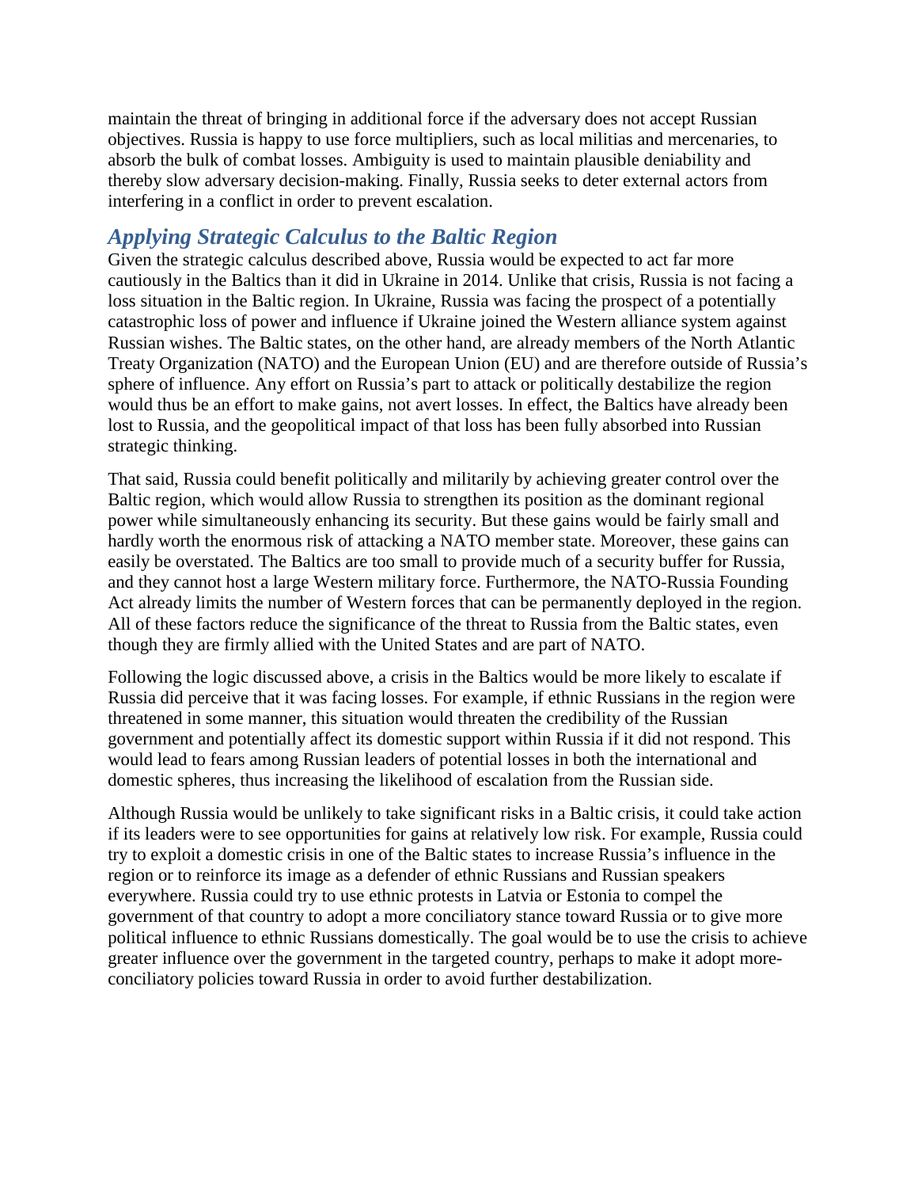maintain the threat of bringing in additional force if the adversary does not accept Russian objectives. Russia is happy to use force multipliers, such as local militias and mercenaries, to absorb the bulk of combat losses. Ambiguity is used to maintain plausible deniability and thereby slow adversary decision-making. Finally, Russia seeks to deter external actors from interfering in a conflict in order to prevent escalation.

## *Applying Strategic Calculus to the Baltic Region*

Given the strategic calculus described above, Russia would be expected to act far more cautiously in the Baltics than it did in Ukraine in 2014. Unlike that crisis, Russia is not facing a loss situation in the Baltic region. In Ukraine, Russia was facing the prospect of a potentially catastrophic loss of power and influence if Ukraine joined the Western alliance system against Russian wishes. The Baltic states, on the other hand, are already members of the North Atlantic Treaty Organization (NATO) and the European Union (EU) and are therefore outside of Russia's sphere of influence. Any effort on Russia's part to attack or politically destabilize the region would thus be an effort to make gains, not avert losses. In effect, the Baltics have already been lost to Russia, and the geopolitical impact of that loss has been fully absorbed into Russian strategic thinking.

That said, Russia could benefit politically and militarily by achieving greater control over the Baltic region, which would allow Russia to strengthen its position as the dominant regional power while simultaneously enhancing its security. But these gains would be fairly small and hardly worth the enormous risk of attacking a NATO member state. Moreover, these gains can easily be overstated. The Baltics are too small to provide much of a security buffer for Russia, and they cannot host a large Western military force. Furthermore, the NATO-Russia Founding Act already limits the number of Western forces that can be permanently deployed in the region. All of these factors reduce the significance of the threat to Russia from the Baltic states, even though they are firmly allied with the United States and are part of NATO.

Following the logic discussed above, a crisis in the Baltics would be more likely to escalate if Russia did perceive that it was facing losses. For example, if ethnic Russians in the region were threatened in some manner, this situation would threaten the credibility of the Russian government and potentially affect its domestic support within Russia if it did not respond. This would lead to fears among Russian leaders of potential losses in both the international and domestic spheres, thus increasing the likelihood of escalation from the Russian side.

Although Russia would be unlikely to take significant risks in a Baltic crisis, it could take action if its leaders were to see opportunities for gains at relatively low risk. For example, Russia could try to exploit a domestic crisis in one of the Baltic states to increase Russia's influence in the region or to reinforce its image as a defender of ethnic Russians and Russian speakers everywhere. Russia could try to use ethnic protests in Latvia or Estonia to compel the government of that country to adopt a more conciliatory stance toward Russia or to give more political influence to ethnic Russians domestically. The goal would be to use the crisis to achieve greater influence over the government in the targeted country, perhaps to make it adopt more-conciliatory policies toward Russia in order to avoid further destabilization.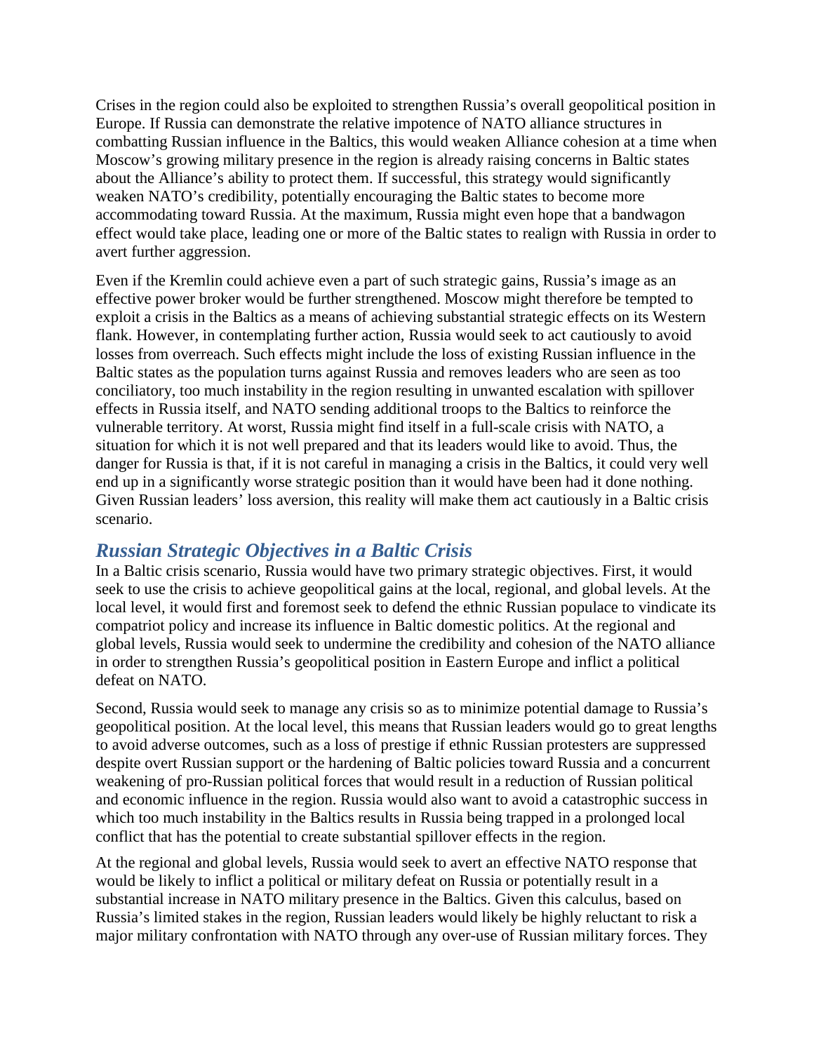Crises in the region could also be exploited to strengthen Russia's overall geopolitical position in Europe. If Russia can demonstrate the relative impotence of NATO alliance structures in combatting Russian influence in the Baltics, this would weaken Alliance cohesion at a time when Moscow's growing military presence in the region is already raising concerns in Baltic states about the Alliance's ability to protect them. If successful, this strategy would significantly weaken NATO's credibility, potentially encouraging the Baltic states to become more accommodating toward Russia. At the maximum, Russia might even hope that a bandwagon effect would take place, leading one or more of the Baltic states to realign with Russia in order to avert further aggression.

Even if the Kremlin could achieve even a part of such strategic gains, Russia's image as an effective power broker would be further strengthened. Moscow might therefore be tempted to exploit a crisis in the Baltics as a means of achieving substantial strategic effects on its Western flank. However, in contemplating further action, Russia would seek to act cautiously to avoid losses from overreach. Such effects might include the loss of existing Russian influence in the Baltic states as the population turns against Russia and removes leaders who are seen as too conciliatory, too much instability in the region resulting in unwanted escalation with spillover effects in Russia itself, and NATO sending additional troops to the Baltics to reinforce the vulnerable territory. At worst, Russia might find itself in a full-scale crisis with NATO, a situation for which it is not well prepared and that its leaders would like to avoid. Thus, the danger for Russia is that, if it is not careful in managing a crisis in the Baltics, it could very well end up in a significantly worse strategic position than it would have been had it done nothing. Given Russian leaders' loss aversion, this reality will make them act cautiously in a Baltic crisis scenario.

## *Russian Strategic Objectives in a Baltic Crisis*

In a Baltic crisis scenario, Russia would have two primary strategic objectives. First, it would seek to use the crisis to achieve geopolitical gains at the local, regional, and global levels. At the local level, it would first and foremost seek to defend the ethnic Russian populace to vindicate its compatriot policy and increase its influence in Baltic domestic politics. At the regional and global levels, Russia would seek to undermine the credibility and cohesion of the NATO alliance in order to strengthen Russia's geopolitical position in Eastern Europe and inflict a political defeat on NATO.

Second, Russia would seek to manage any crisis so as to minimize potential damage to Russia's geopolitical position. At the local level, this means that Russian leaders would go to great lengths to avoid adverse outcomes, such as a loss of prestige if ethnic Russian protesters are suppressed despite overt Russian support or the hardening of Baltic policies toward Russia and a concurrent weakening of pro-Russian political forces that would result in a reduction of Russian political and economic influence in the region. Russia would also want to avoid a catastrophic success in which too much instability in the Baltics results in Russia being trapped in a prolonged local conflict that has the potential to create substantial spillover effects in the region.

At the regional and global levels, Russia would seek to avert an effective NATO response that would be likely to inflict a political or military defeat on Russia or potentially result in a substantial increase in NATO military presence in the Baltics. Given this calculus, based on Russia's limited stakes in the region, Russian leaders would likely be highly reluctant to risk a major military confrontation with NATO through any over-use of Russian military forces. They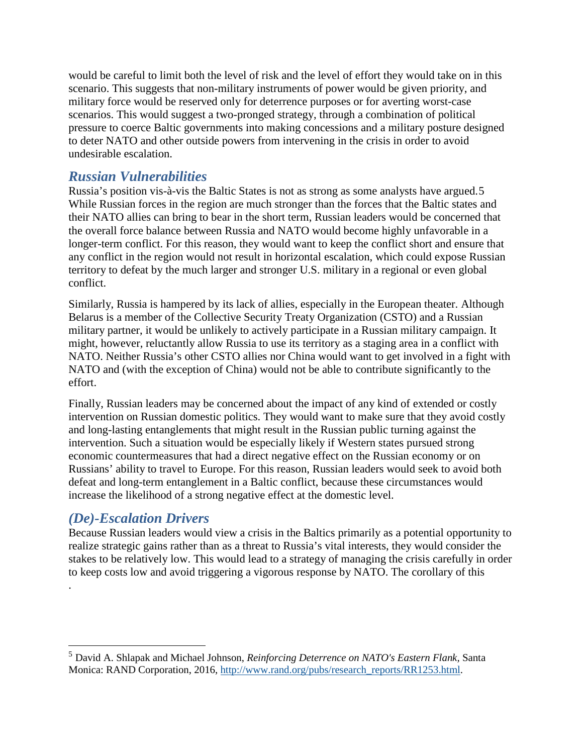would be careful to limit both the level of risk and the level of effort they would take on in this scenario. This suggests that non-military instruments of power would be given priority, and military force would be reserved only for deterrence purposes or for averting worst-case scenarios. This would suggest a two-pronged strategy, through a combination of political pressure to coerce Baltic governments into making concessions and a military posture designed to deter NATO and other outside powers from intervening in the crisis in order to avoid undesirable escalation.

## *Russian Vulnerabilities*

Russia's position vis-à-vis the Baltic States is not as strong as some analysts have argued.[5] While Russian forces in the region are much stronger than the forces that the Baltic states and their NATO allies can bring to bear in the short term, Russian leaders would be concerned that the overall force balance between Russia and NATO would become highly unfavorable in a longer-term conflict. For this reason, they would want to keep the conflict short and ensure that any conflict in the region would not result in horizontal escalation, which could expose Russian territory to defeat by the much larger and stronger U.S. military in a regional or even global conflict.

Similarly, Russia is hampered by its lack of allies, especially in the European theater. Although Belarus is a member of the Collective Security Treaty Organization (CSTO) and a Russian military partner, it would be unlikely to actively participate in a Russian military campaign. It might, however, reluctantly allow Russia to use its territory as a staging area in a conflict with NATO. Neither Russia's other CSTO allies nor China would want to get involved in a fight with NATO and (with the exception of China) would not be able to contribute significantly to the effort.

Finally, Russian leaders may be concerned about the impact of any kind of extended or costly intervention on Russian domestic politics. They would want to make sure that they avoid costly and long-lasting entanglements that might result in the Russian public turning against the intervention. Such a situation would be especially likely if Western states pursued strong economic countermeasures that had a direct negative effect on the Russian economy or on Russians' ability to travel to Europe. For this reason, Russian leaders would seek to avoid both defeat and long-term entanglement in a Baltic conflict, because these circumstances would increase the likelihood of a strong negative effect at the domestic level.

## *(De)-Escalation Drivers*

Because Russian leaders would view a crisis in the Baltics primarily as a potential opportunity to realize strategic gains rather than as a threat to Russia's vital interests, they would consider the stakes to be relatively low. This would lead to a strategy of managing the crisis carefully in order to keep costs low and avoid triggering a vigorous response by NATO. The corollary of this

---

[5] David A. Shlapak and Michael Johnson, *Reinforcing Deterrence on NATO's Eastern Flank*, Santa Monica: RAND Corporation, 2016, http://www.rand.org/pubs/research_reports/RR1253.html.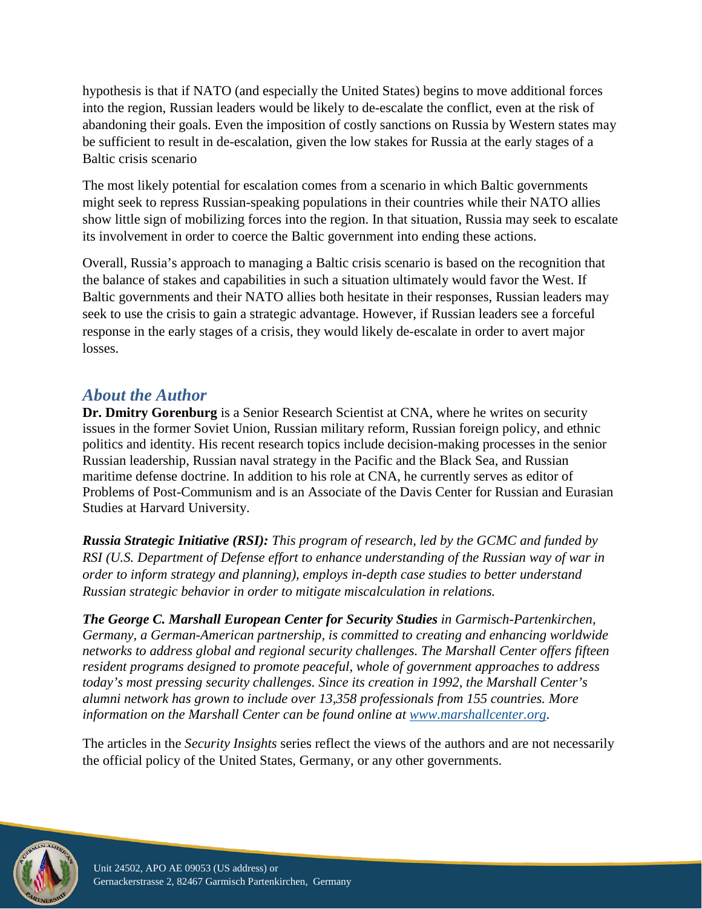hypothesis is that if NATO (and especially the United States) begins to move additional forces into the region, Russian leaders would be likely to de-escalate the conflict, even at the risk of abandoning their goals. Even the imposition of costly sanctions on Russia by Western states may be sufficient to result in de-escalation, given the low stakes for Russia at the early stages of a Baltic crisis scenario

The most likely potential for escalation comes from a scenario in which Baltic governments might seek to repress Russian-speaking populations in their countries while their NATO allies show little sign of mobilizing forces into the region. In that situation, Russia may seek to escalate its involvement in order to coerce the Baltic government into ending these actions.

Overall, Russia's approach to managing a Baltic crisis scenario is based on the recognition that the balance of stakes and capabilities in such a situation ultimately would favor the West. If Baltic governments and their NATO allies both hesitate in their responses, Russian leaders may seek to use the crisis to gain a strategic advantage. However, if Russian leaders see a forceful response in the early stages of a crisis, they would likely de-escalate in order to avert major losses.

## *About the Author*

**Dr. Dmitry Gorenburg** is a Senior Research Scientist at CNA, where he writes on security issues in the former Soviet Union, Russian military reform, Russian foreign policy, and ethnic politics and identity. His recent research topics include decision-making processes in the senior Russian leadership, Russian naval strategy in the Pacific and the Black Sea, and Russian maritime defense doctrine. In addition to his role at CNA, he currently serves as editor of Problems of Post-Communism and is an Associate of the Davis Center for Russian and Eurasian Studies at Harvard University.

***Russia Strategic Initiative (RSI):*** *This program of research, led by the GCMC and funded by RSI (U.S. Department of Defense effort to enhance understanding of the Russian way of war in order to inform strategy and planning), employs in-depth case studies to better understand Russian strategic behavior in order to mitigate miscalculation in relations.*

***The George C. Marshall European Center for Security Studies*** *in Garmisch-Partenkirchen, Germany, a German-American partnership, is committed to creating and enhancing worldwide networks to address global and regional security challenges. The Marshall Center offers fifteen resident programs designed to promote peaceful, whole of government approaches to address today's most pressing security challenges. Since its creation in 1992, the Marshall Center's alumni network has grown to include over 13,358 professionals from 155 countries. More information on the Marshall Center can be found online at [www.marshallcenter.org](http://www.marshallcenter.org).*

The articles in the *Security Insights* series reflect the views of the authors and are not necessarily the official policy of the United States, Germany, or any other governments.

Unit 24502, APO AE 09053 (US address) or
Gernackerstrasse 2, 82467 Garmisch Partenkirchen, Germany